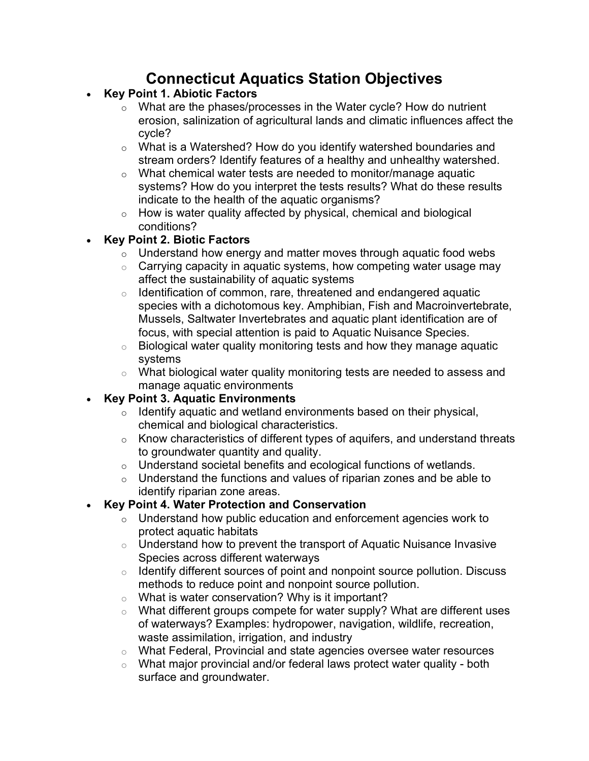# Connecticut Aquatics Station Objectives

- **Key Point 1. Abiotic Factors**
  - What are the phases/processes in the Water cycle? How do nutrient erosion, salinization of agricultural lands and climatic influences affect the cycle?
  - What is a Watershed? How do you identify watershed boundaries and stream orders? Identify features of a healthy and unhealthy watershed.
  - What chemical water tests are needed to monitor/manage aquatic systems? How do you interpret the tests results? What do these results indicate to the health of the aquatic organisms?
  - How is water quality affected by physical, chemical and biological conditions?
- **Key Point 2. Biotic Factors**
  - Understand how energy and matter moves through aquatic food webs
  - Carrying capacity in aquatic systems, how competing water usage may affect the sustainability of aquatic systems
  - Identification of common, rare, threatened and endangered aquatic species with a dichotomous key. Amphibian, Fish and Macroinvertebrate, Mussels, Saltwater Invertebrates and aquatic plant identification are of focus, with special attention is paid to Aquatic Nuisance Species.
  - Biological water quality monitoring tests and how they manage aquatic systems
  - What biological water quality monitoring tests are needed to assess and manage aquatic environments
- **Key Point 3. Aquatic Environments**
  - Identify aquatic and wetland environments based on their physical, chemical and biological characteristics.
  - Know characteristics of different types of aquifers, and understand threats to groundwater quantity and quality.
  - Understand societal benefits and ecological functions of wetlands.
  - Understand the functions and values of riparian zones and be able to identify riparian zone areas.
- **Key Point 4. Water Protection and Conservation**
  - Understand how public education and enforcement agencies work to protect aquatic habitats
  - Understand how to prevent the transport of Aquatic Nuisance Invasive Species across different waterways
  - Identify different sources of point and nonpoint source pollution. Discuss methods to reduce point and nonpoint source pollution.
  - What is water conservation? Why is it important?
  - What different groups compete for water supply? What are different uses of waterways? Examples: hydropower, navigation, wildlife, recreation, waste assimilation, irrigation, and industry
  - What Federal, Provincial and state agencies oversee water resources
  - What major provincial and/or federal laws protect water quality - both surface and groundwater.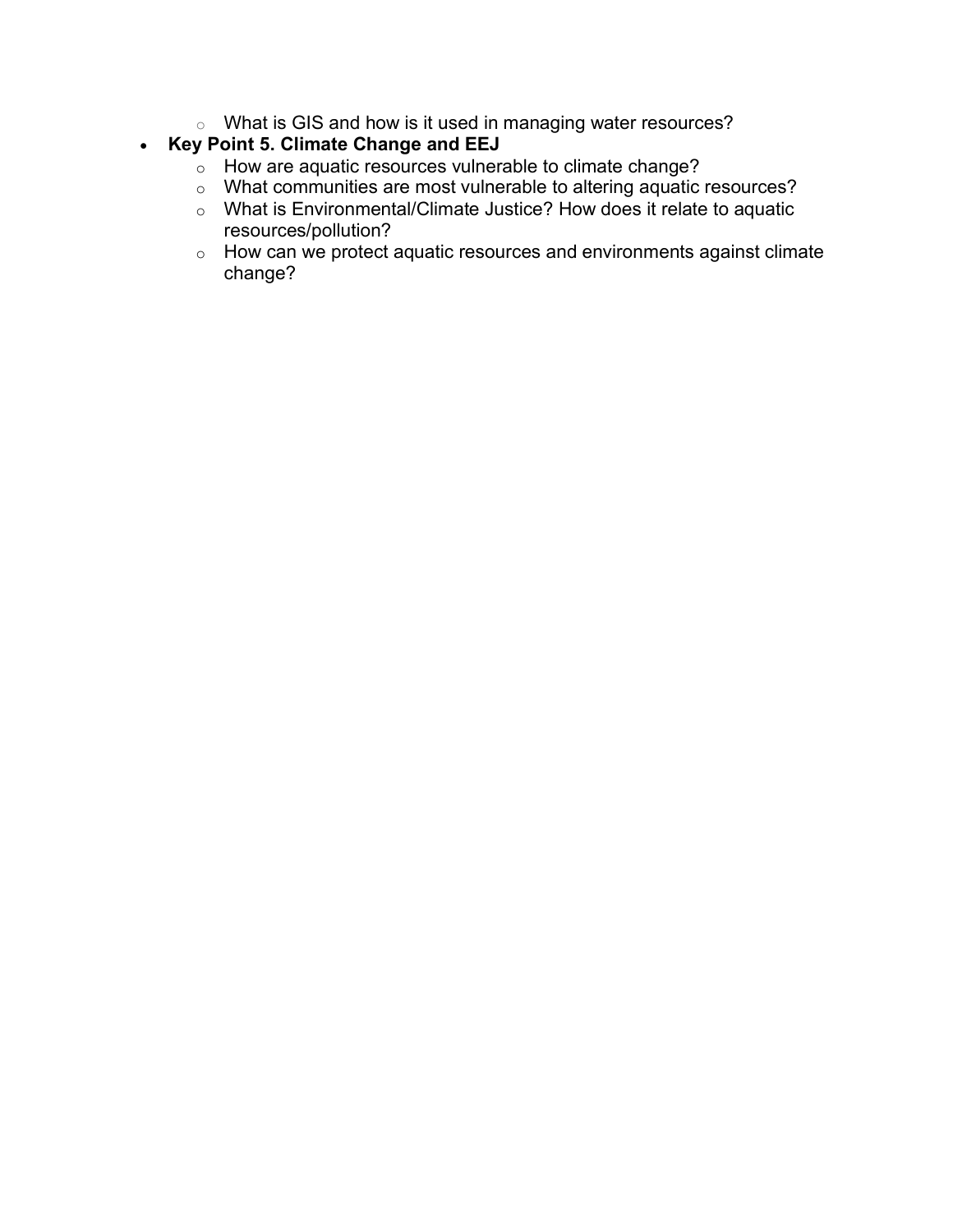- What is GIS and how is it used in managing water resources?
- **Key Point 5. Climate Change and EEJ**
    - How are aquatic resources vulnerable to climate change?
    - What communities are most vulnerable to altering aquatic resources?
    - What is Environmental/Climate Justice? How does it relate to aquatic resources/pollution?
    - How can we protect aquatic resources and environments against climate change?